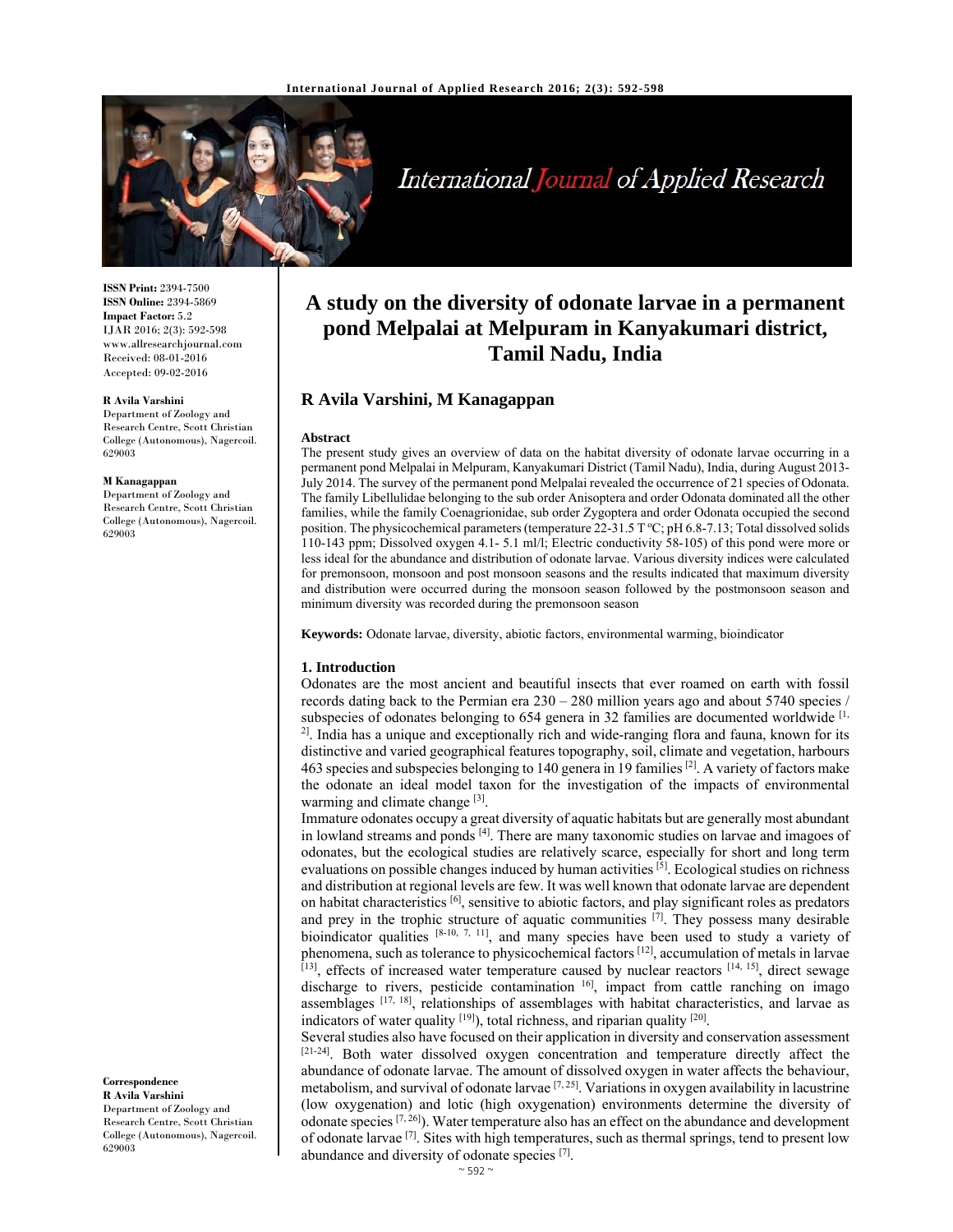# A study on the diversity of odonate larvae in a permanent pond Melpalai at Melpuram in Kanyakumari district, Tamil Nadu, India

**ISSN Print:** 2394-7500
**ISSN Online:** 2394-5869
**Impact Factor:** 5.2
IJAR 2016; 2(3): 592-598
www.allresearchjournal.com
Received: 08-01-2016
Accepted: 09-02-2016

**R Avila Varshini**
Department of Zoology and Research Centre, Scott Christian College (Autonomous), Nagercoil. 629003

**M Kanagappan**
Department of Zoology and Research Centre, Scott Christian College (Autonomous), Nagercoil. 629003

**Correspondence**
**R Avila Varshini**
Department of Zoology and Research Centre, Scott Christian College (Autonomous), Nagercoil. 629003

## R Avila Varshini, M Kanagappan

### Abstract

The present study gives an overview of data on the habitat diversity of odonate larvae occurring in a permanent pond Melpalai in Melpuram, Kanyakumari District (Tamil Nadu), India, during August 2013-July 2014. The survey of the permanent pond Melpalai revealed the occurrence of 21 species of Odonata. The family Libellulidae belonging to the sub order Anisoptera and order Odonata dominated all the other families, while the family Coenagrionidae, sub order Zygoptera and order Odonata occupied the second position. The physicochemical parameters (temperature 22-31.5 T ºC; pH 6.8-7.13; Total dissolved solids 110-143 ppm; Dissolved oxygen 4.1- 5.1 ml/l; Electric conductivity 58-105) of this pond were more or less ideal for the abundance and distribution of odonate larvae. Various diversity indices were calculated for premonsoon, monsoon and post monsoon seasons and the results indicated that maximum diversity and distribution were occurred during the monsoon season followed by the postmonsoon season and minimum diversity was recorded during the premonsoon season

**Keywords:** Odonate larvae, diversity, abiotic factors, environmental warming, bioindicator

## 1. Introduction

Odonates are the most ancient and beautiful insects that ever roamed on earth with fossil records dating back to the Permian era 230 – 280 million years ago and about 5740 species / subspecies of odonates belonging to 654 genera in 32 families are documented worldwide [1, 2]. India has a unique and exceptionally rich and wide-ranging flora and fauna, known for its distinctive and varied geographical features topography, soil, climate and vegetation, harbours 463 species and subspecies belonging to 140 genera in 19 families [2]. A variety of factors make the odonate an ideal model taxon for the investigation of the impacts of environmental warming and climate change [3].

Immature odonates occupy a great diversity of aquatic habitats but are generally most abundant in lowland streams and ponds [4]. There are many taxonomic studies on larvae and imagoes of odonates, but the ecological studies are relatively scarce, especially for short and long term evaluations on possible changes induced by human activities [5]. Ecological studies on richness and distribution at regional levels are few. It was well known that odonate larvae are dependent on habitat characteristics [6], sensitive to abiotic factors, and play significant roles as predators and prey in the trophic structure of aquatic communities [7]. They possess many desirable bioindicator qualities [8-10, 7, 11], and many species have been used to study a variety of phenomena, such as tolerance to physicochemical factors [12], accumulation of metals in larvae [13], effects of increased water temperature caused by nuclear reactors [14, 15], direct sewage discharge to rivers, pesticide contamination 16], impact from cattle ranching on imago assemblages [17, 18], relationships of assemblages with habitat characteristics, and larvae as indicators of water quality [19]), total richness, and riparian quality [20].

Several studies also have focused on their application in diversity and conservation assessment [21-24]. Both water dissolved oxygen concentration and temperature directly affect the abundance of odonate larvae. The amount of dissolved oxygen in water affects the behaviour, metabolism, and survival of odonate larvae [7, 25]. Variations in oxygen availability in lacustrine (low oxygenation) and lotic (high oxygenation) environments determine the diversity of odonate species [7, 26]). Water temperature also has an effect on the abundance and development of odonate larvae [7]. Sites with high temperatures, such as thermal springs, tend to present low abundance and diversity of odonate species [7].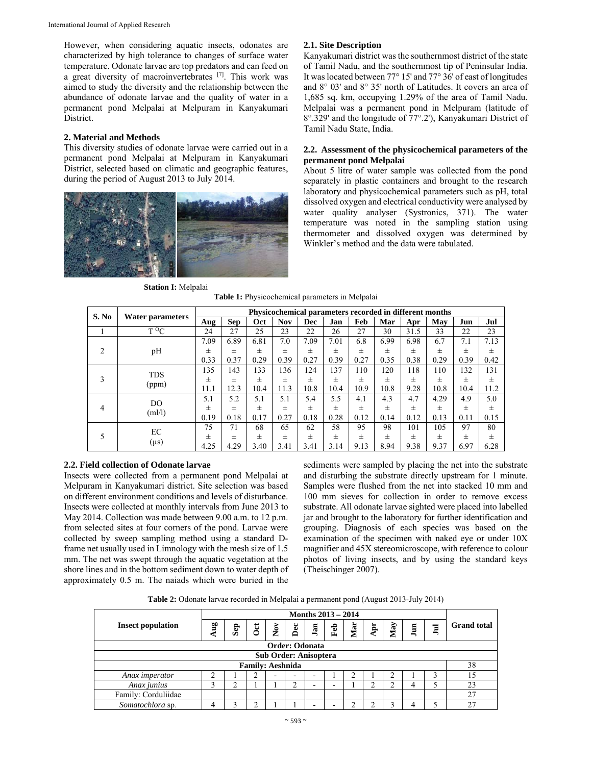However, when considering aquatic insects, odonates are characterized by high tolerance to changes of surface water temperature. Odonate larvae are top predators and can feed on a great diversity of macroinvertebrates [7]. This work was aimed to study the diversity and the relationship between the abundance of odonate larvae and the quality of water in a permanent pond Melpalai at Melpuram in Kanyakumari District.

## 2. Material and Methods

This diversity studies of odonate larvae were carried out in a permanent pond Melpalai at Melpuram in Kanyakumari District, selected based on climatic and geographic features, during the period of August 2013 to July 2014.

**Station I:** Melpalai

### 2.1. Site Description

Kanyakumari district was the southernmost district of the state of Tamil Nadu, and the southernmost tip of Peninsular India. It was located between 77° 15' and 77° 36' of east of longitudes and 8° 03' and 8° 35' north of Latitudes. It covers an area of 1,685 sq. km, occupying 1.29% of the area of Tamil Nadu. Melpalai was a permanent pond in Melpuram (latitude of 8°.329' and the longitude of 77°.2'), Kanyakumari District of Tamil Nadu State, India.

### 2.2. Assessment of the physicochemical parameters of the permanent pond Melpalai

About 5 litre of water sample was collected from the pond separately in plastic containers and brought to the research laboratory and physicochemical parameters such as pH, total dissolved oxygen and electrical conductivity were analysed by water quality analyser (Systronics, 371). The water temperature was noted in the sampling station using thermometer and dissolved oxygen was determined by Winkler's method and the data were tabulated.

**Table 1:** Physicochemical parameters in Melpalai

| S. No | Water parameters | Physicochemical parameters recorded in different months | | | | | | | | | | | |
|---|---|---|---|---|---|---|---|---|---|---|---|---|---|
| | | Aug | Sep | Oct | Nov | Dec | Jan | Feb | Mar | Apr | May | Jun | Jul |
| 1 | T °C | 24 | 27 | 25 | 23 | 22 | 26 | 27 | 30 | 31.5 | 33 | 22 | 23 |
| 2 | pH | 7.09 ± 0.33 | 6.89 ± 0.37 | 6.81 ± 0.29 | 7.0 ± 0.39 | 7.09 ± 0.27 | 7.01 ± 0.39 | 6.8 ± 0.27 | 6.99 ± 0.35 | 6.98 ± 0.38 | 6.7 ± 0.29 | 7.1 ± 0.39 | 7.13 ± 0.42 |
| 3 | TDS (ppm) | 135 ± 11.1 | 143 ± 12.3 | 133 ± 10.4 | 136 ± 11.3 | 124 ± 10.8 | 137 ± 10.4 | 110 ± 10.9 | 120 ± 10.8 | 118 ± 9.28 | 110 ± 10.8 | 132 ± 10.4 | 131 ± 11.2 |
| 4 | DO (ml/l) | 5.1 ± 0.19 | 5.2 ± 0.18 | 5.1 ± 0.17 | 5.1 ± 0.27 | 5.4 ± 0.18 | 5.5 ± 0.28 | 4.1 ± 0.12 | 4.3 ± 0.14 | 4.7 ± 0.12 | 4.29 ± 0.13 | 4.9 ± 0.11 | 5.0 ± 0.15 |
| 5 | EC (µs) | 75 ± 4.25 | 71 ± 4.29 | 68 ± 3.40 | 65 ± 3.41 | 62 ± 3.41 | 58 ± 3.14 | 95 ± 9.13 | 98 ± 8.94 | 101 ± 9.38 | 105 ± 9.37 | 97 ± 6.97 | 80 ± 6.28 |

### 2.2. Field collection of Odonate larvae

Insects were collected from a permanent pond Melpalai at Melpuram in Kanyakumari district. Site selection was based on different environment conditions and levels of disturbance. Insects were collected at monthly intervals from June 2013 to May 2014. Collection was made between 9.00 a.m. to 12 p.m. from selected sites at four corners of the pond. Larvae were collected by sweep sampling method using a standard D-frame net usually used in Limnology with the mesh size of 1.5 mm. The net was swept through the aquatic vegetation at the shore lines and in the bottom sediment down to water depth of approximately 0.5 m. The naiads which were buried in the sediments were sampled by placing the net into the substrate and disturbing the substrate directly upstream for 1 minute. Samples were flushed from the net into stacked 10 mm and 100 mm sieves for collection in order to remove excess substrate. All odonate larvae sighted were placed into labelled jar and brought to the laboratory for further identification and grouping. Diagnosis of each species was based on the examination of the specimen with naked eye or under 10X magnifier and 45X stereomicroscope, with reference to colour photos of living insects, and by using the standard keys (Theischinger 2007).

**Table 2:** Odonate larvae recorded in Melpalai a permanent pond (August 2013-July 2014)

| Insect population | Months 2013 – 2014 | | | | | | | | | | | | Grand total |
|---|---|---|---|---|---|---|---|---|---|---|---|---|---|
| | Aug | Sep | Oct | Nov | Dec | Jan | Feb | Mar | Apr | May | Jun | Jul | |
| **Order: Odonata** | | | | | | | | | | | | | |
| **Sub Order: Anisoptera** | | | | | | | | | | | | | |
| **Family: Aeshnida** | | | | | | | | | | | | | 38 |
| *Anax imperator* | 2 | 1 | 2 | - | - | - | 1 | 2 | 1 | 2 | 1 | 3 | 15 |
| *Anax junius* | 3 | 2 | 1 | 1 | 2 | - | - | 1 | 2 | 2 | 4 | 5 | 23 |
| Family: Corduliidae | | | | | | | | | | | | | 27 |
| *Somatochlora* sp. | 4 | 3 | 2 | 1 | 1 | - | - | 2 | 2 | 3 | 4 | 5 | 27 |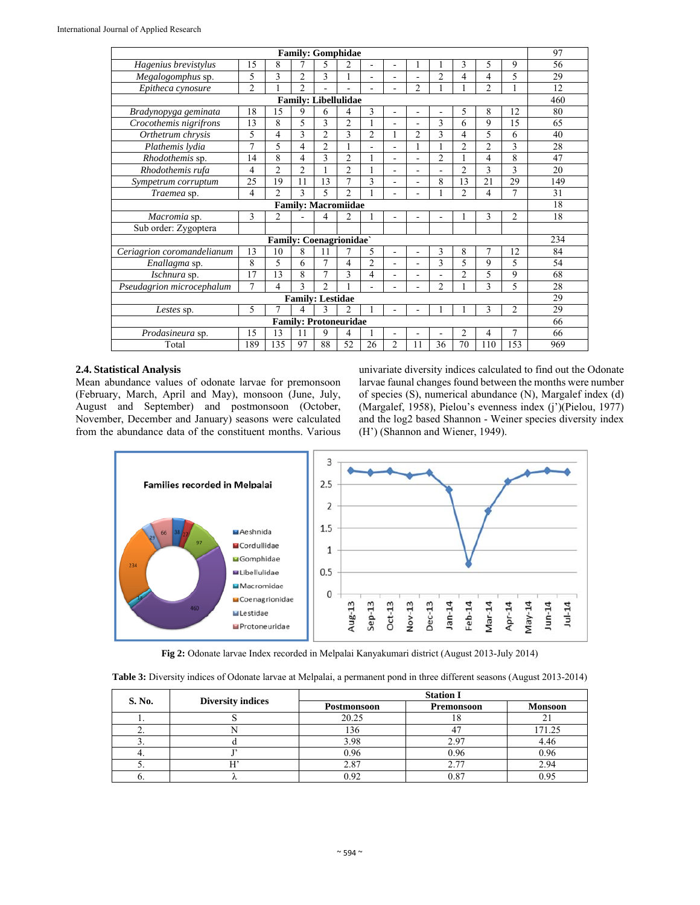| | | | | | | | | | | | | | |
|---|---|---|---|---|---|---|---|---|---|---|---|---|---|
| **Family: Gomphidae** | | | | | | | | | | | | | 97 |
| *Hagenius brevistylus* | 15 | 8 | 7 | 5 | 2 | - | - | 1 | 1 | 3 | 5 | 9 | 56 |
| *Megalogomphus* sp. | 5 | 3 | 2 | 3 | 1 | - | - | - | 2 | 4 | 4 | 5 | 29 |
| *Epitheca cynosure* | 2 | 1 | 2 | - | - | - | - | 2 | 1 | 1 | 2 | 1 | 12 |
| **Family: Libellulidae** | | | | | | | | | | | | | 460 |
| *Bradynopyga geminata* | 18 | 15 | 9 | 6 | 4 | 3 | - | - | - | 5 | 8 | 12 | 80 |
| *Crocothemis nigrifrons* | 13 | 8 | 5 | 3 | 2 | 1 | - | - | 3 | 6 | 9 | 15 | 65 |
| *Orthetrum chrysis* | 5 | 4 | 3 | 2 | 3 | 2 | 1 | 2 | 3 | 4 | 5 | 6 | 40 |
| *Plathemis lydia* | 7 | 5 | 4 | 2 | 1 | - | - | 1 | 1 | 2 | 2 | 3 | 28 |
| *Rhodothemis* sp. | 14 | 8 | 4 | 3 | 2 | 1 | - | - | 2 | 1 | 4 | 8 | 47 |
| *Rhodothemis rufa* | 4 | 2 | 2 | 1 | 2 | 1 | - | - | - | 2 | 3 | 3 | 20 |
| *Sympetrum corruptum* | 25 | 19 | 11 | 13 | 7 | 3 | - | - | 8 | 13 | 21 | 29 | 149 |
| *Traemea* sp. | 4 | 2 | 3 | 5 | 2 | 1 | - | - | 1 | 2 | 4 | 7 | 31 |
| **Family: Macromiidae** | | | | | | | | | | | | | 18 |
| *Macromia* sp. | 3 | 2 | - | 4 | 2 | 1 | - | - | - | 1 | 3 | 2 | 18 |
| Sub order: Zygoptera | | | | | | | | | | | | | |
| **Family: Coenagrionidae`** | | | | | | | | | | | | | 234 |
| *Ceriagrion coromandelianum* | 13 | 10 | 8 | 11 | 7 | 5 | - | - | 3 | 8 | 7 | 12 | 84 |
| *Enallagma* sp. | 8 | 5 | 6 | 7 | 4 | 2 | - | - | 3 | 5 | 9 | 5 | 54 |
| *Ischnura* sp. | 17 | 13 | 8 | 7 | 3 | 4 | - | - | - | 2 | 5 | 9 | 68 |
| *Pseudagrion microcephalum* | 7 | 4 | 3 | 2 | 1 | - | - | - | 2 | 1 | 3 | 5 | 28 |
| **Family: Lestidae** | | | | | | | | | | | | | 29 |
| *Lestes* sp. | 5 | 7 | 4 | 3 | 2 | 1 | - | - | 1 | 1 | 3 | 2 | 29 |
| **Family: Protoneuridae** | | | | | | | | | | | | | 66 |
| *Prodasineura* sp. | 15 | 13 | 11 | 9 | 4 | 1 | - | - | - | 2 | 4 | 7 | 66 |
| Total | 189 | 135 | 97 | 88 | 52 | 26 | 2 | 11 | 36 | 70 | 110 | 153 | 969 |

### 2.4. Statistical Analysis

Mean abundance values of odonate larvae for premonsoon (February, March, April and May), monsoon (June, July, August and September) and postmonsoon (October, November, December and January) seasons were calculated from the abundance data of the constituent months. Various univariate diversity indices calculated to find out the Odonate larvae faunal changes found between the months were number of species (S), numerical abundance (N), Margalef index (d) (Margalef, 1958), Pielou's evenness index (j')(Pielou, 1977) and the log2 based Shannon - Weiner species diversity index (H') (Shannon and Wiener, 1949).

**Fig 2:** Odonate larvae Index recorded in Melpalai Kanyakumari district (August 2013-July 2014)

**Table 3:** Diversity indices of Odonate larvae at Melpalai, a permanent pond in three different seasons (August 2013-2014)

| S. No. | Diversity indices | Station I | | |
|---|---|---|---|---|
| | | Postmonsoon | Premonsoon | Monsoon |
| 1. | S | 20.25 | 18 | 21 |
| 2. | N | 136 | 47 | 171.25 |
| 3. | d | 3.98 | 2.97 | 4.46 |
| 4. | J' | 0.96 | 0.96 | 0.96 |
| 5. | H' | 2.87 | 2.77 | 2.94 |
| 6. | λ | 0.92 | 0.87 | 0.95 |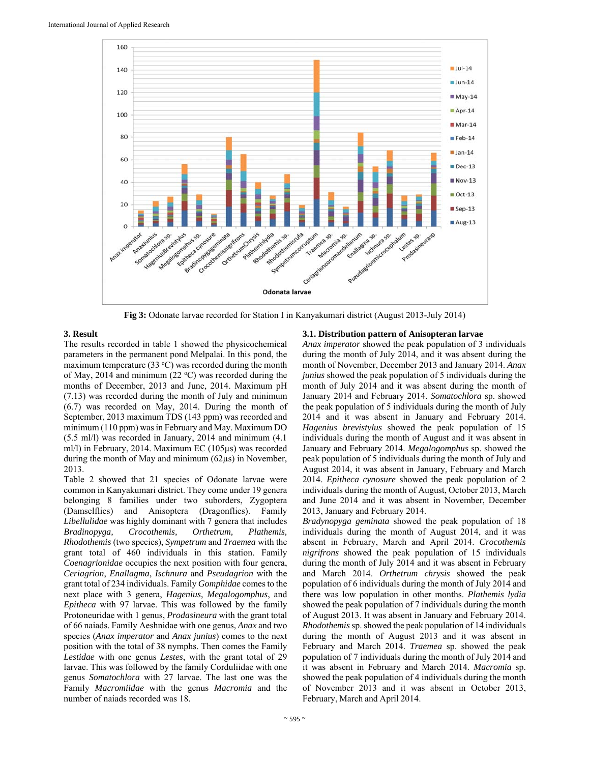Fig 3: Odonate larvae recorded for Station I in Kanyakumari district (August 2013-July 2014)

## 3. Result

The results recorded in table 1 showed the physicochemical parameters in the permanent pond Melpalai. In this pond, the maximum temperature (33 °C) was recorded during the month of May, 2014 and minimum (22 °C) was recorded during the months of December, 2013 and June, 2014. Maximum pH (7.13) was recorded during the month of July and minimum (6.7) was recorded on May, 2014. During the month of September, 2013 maximum TDS (143 ppm) was recorded and minimum (110 ppm) was in February and May. Maximum DO (5.5 ml/l) was recorded in January, 2014 and minimum (4.1 ml/l) in February, 2014. Maximum EC (105µs) was recorded during the month of May and minimum (62µs) in November, 2013.

Table 2 showed that 21 species of Odonate larvae were common in Kanyakumari district. They come under 19 genera belonging 8 families under two suborders, Zygoptera (Damselflies) and Anisoptera (Dragonflies). Family *Libellulidae* was highly dominant with 7 genera that includes *Bradinopyga, Crocothemis, Orthetrum, Plathemis, Rhodothemis* (two species), *Sympetrum* and *Traemea* with the grant total of 460 individuals in this station. Family *Coenagrionidae* occupies the next position with four genera, *Ceriagrion*, *Enallagma*, *Ischnura* and *Pseudagrion* with the grant total of 234 individuals. Family *Gomphidae* comes to the next place with 3 genera, *Hagenius*, *Megalogomphus*, and *Epitheca* with 97 larvae. This was followed by the family Protoneuridae with 1 genus, *Prodasineura* with the grant total of 66 naiads. Family Aeshnidae with one genus, *Anax* and two species (*Anax imperator* and *Anax junius*) comes to the next position with the total of 38 nymphs. Then comes the Family *Lestidae* with one genus *Lestes*, with the grant total of 29 larvae. This was followed by the family Corduliidae with one genus *Somatochlora* with 27 larvae. The last one was the Family *Macromiidae* with the genus *Macromia* and the number of naiads recorded was 18.

### 3.1. Distribution pattern of Anisopteran larvae

*Anax imperator* showed the peak population of 3 individuals during the month of July 2014, and it was absent during the month of November, December 2013 and January 2014. *Anax junius* showed the peak population of 5 individuals during the month of July 2014 and it was absent during the month of January 2014 and February 2014. *Somatochlora* sp. showed the peak population of 5 individuals during the month of July 2014 and it was absent in January and February 2014. *Hagenius brevistylus* showed the peak population of 15 individuals during the month of August and it was absent in January and February 2014. *Megalogomphus* sp. showed the peak population of 5 individuals during the month of July and August 2014, it was absent in January, February and March 2014. *Epitheca cynosure* showed the peak population of 2 individuals during the month of August, October 2013, March and June 2014 and it was absent in November, December 2013, January and February 2014.

*Bradynopyga geminata* showed the peak population of 18 individuals during the month of August 2014, and it was absent in February, March and April 2014. *Crocothemis nigrifrons* showed the peak population of 15 individuals during the month of July 2014 and it was absent in February and March 2014. *Orthetrum chrysis* showed the peak population of 6 individuals during the month of July 2014 and there was low population in other months. *Plathemis lydia* showed the peak population of 7 individuals during the month of August 2013. It was absent in January and February 2014. *Rhodothemis* sp. showed the peak population of 14 individuals during the month of August 2013 and it was absent in February and March 2014. *Traemea* sp. showed the peak population of 7 individuals during the month of July 2014 and it was absent in February and March 2014. *Macromia* sp. showed the peak population of 4 individuals during the month of November 2013 and it was absent in October 2013, February, March and April 2014.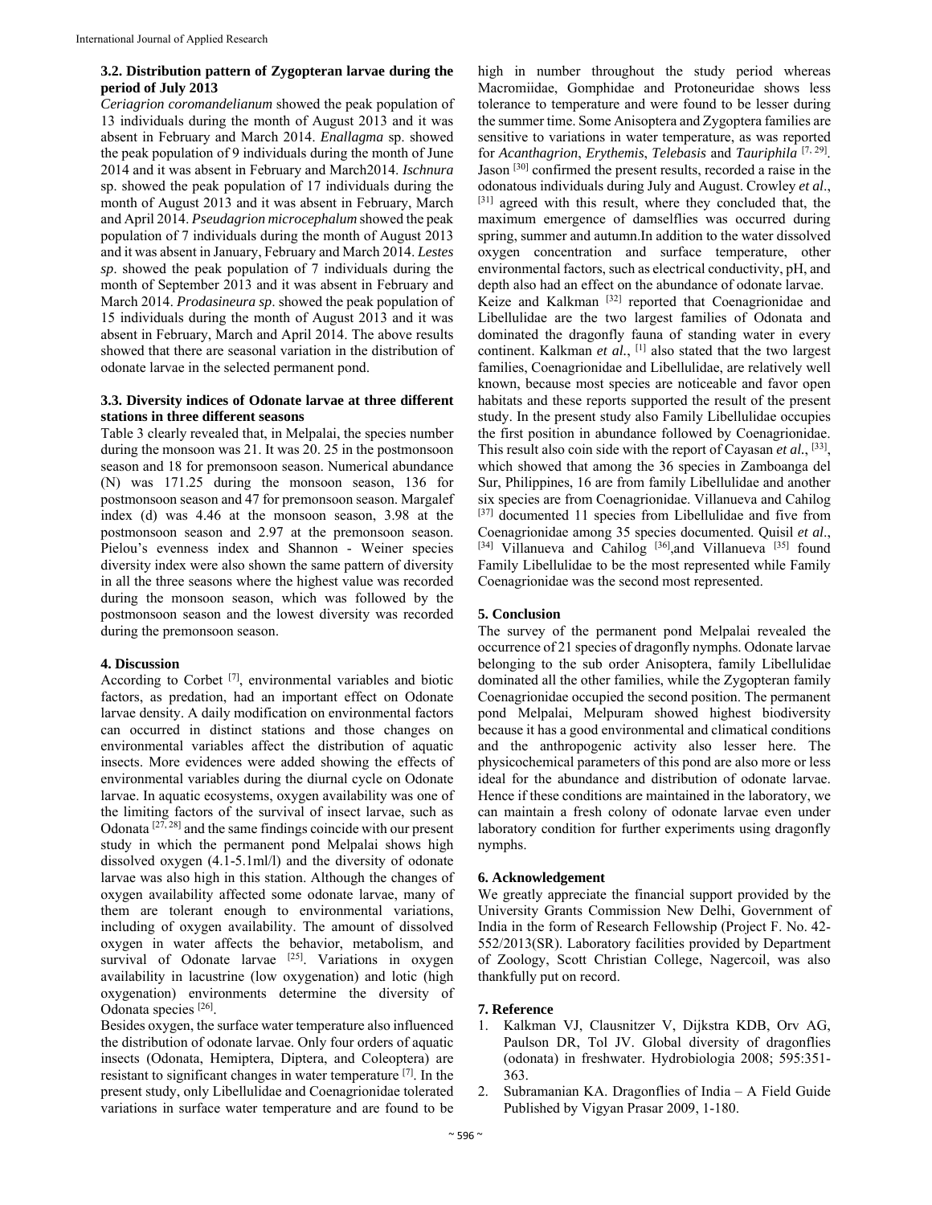### 3.2. Distribution pattern of Zygopteran larvae during the period of July 2013

*Ceriagrion coromandelianum* showed the peak population of 13 individuals during the month of August 2013 and it was absent in February and March 2014. *Enallagma* sp. showed the peak population of 9 individuals during the month of June 2014 and it was absent in February and March2014. *Ischnura* sp. showed the peak population of 17 individuals during the month of August 2013 and it was absent in February, March and April 2014. *Pseudagrion microcephalum* showed the peak population of 7 individuals during the month of August 2013 and it was absent in January, February and March 2014. *Lestes sp*. showed the peak population of 7 individuals during the month of September 2013 and it was absent in February and March 2014. *Prodasineura sp*. showed the peak population of 15 individuals during the month of August 2013 and it was absent in February, March and April 2014. The above results showed that there are seasonal variation in the distribution of odonate larvae in the selected permanent pond.

### 3.3. Diversity indices of Odonate larvae at three different stations in three different seasons

Table 3 clearly revealed that, in Melpalai, the species number during the monsoon was 21. It was 20. 25 in the postmonsoon season and 18 for premonsoon season. Numerical abundance (N) was 171.25 during the monsoon season, 136 for postmonsoon season and 47 for premonsoon season. Margalef index (d) was 4.46 at the monsoon season, 3.98 at the postmonsoon season and 2.97 at the premonsoon season. Pielou's evenness index and Shannon - Weiner species diversity index were also shown the same pattern of diversity in all the three seasons where the highest value was recorded during the monsoon season, which was followed by the postmonsoon season and the lowest diversity was recorded during the premonsoon season.

## 4. Discussion

According to Corbet [7], environmental variables and biotic factors, as predation, had an important effect on Odonate larvae density. A daily modification on environmental factors can occurred in distinct stations and those changes on environmental variables affect the distribution of aquatic insects. More evidences were added showing the effects of environmental variables during the diurnal cycle on Odonate larvae. In aquatic ecosystems, oxygen availability was one of the limiting factors of the survival of insect larvae, such as Odonata [27, 28] and the same findings coincide with our present study in which the permanent pond Melpalai shows high dissolved oxygen (4.1-5.1ml/l) and the diversity of odonate larvae was also high in this station. Although the changes of oxygen availability affected some odonate larvae, many of them are tolerant enough to environmental variations, including of oxygen availability. The amount of dissolved oxygen in water affects the behavior, metabolism, and survival of Odonate larvae [25]. Variations in oxygen availability in lacustrine (low oxygenation) and lotic (high oxygenation) environments determine the diversity of Odonata species [26].

Besides oxygen, the surface water temperature also influenced the distribution of odonate larvae. Only four orders of aquatic insects (Odonata, Hemiptera, Diptera, and Coleoptera) are resistant to significant changes in water temperature [7]. In the present study, only Libellulidae and Coenagrionidae tolerated variations in surface water temperature and are found to be high in number throughout the study period whereas Macromiidae, Gomphidae and Protoneuridae shows less tolerance to temperature and were found to be lesser during the summer time. Some Anisoptera and Zygoptera families are sensitive to variations in water temperature, as was reported for *Acanthagrion*, *Erythemis*, *Telebasis* and *Tauriphila* [7, 29]. Jason [30] confirmed the present results, recorded a raise in the odonatous individuals during July and August. Crowley *et al*., [31] agreed with this result, where they concluded that, the maximum emergence of damselflies was occurred during spring, summer and autumn.In addition to the water dissolved oxygen concentration and surface temperature, other environmental factors, such as electrical conductivity, pH, and depth also had an effect on the abundance of odonate larvae.

Keize and Kalkman [32] reported that Coenagrionidae and Libellulidae are the two largest families of Odonata and dominated the dragonfly fauna of standing water in every continent. Kalkman *et al.*, [1] also stated that the two largest families, Coenagrionidae and Libellulidae, are relatively well known, because most species are noticeable and favor open habitats and these reports supported the result of the present study. In the present study also Family Libellulidae occupies the first position in abundance followed by Coenagrionidae. This result also coin side with the report of Cayasan *et al.*, [33], which showed that among the 36 species in Zamboanga del Sur, Philippines, 16 are from family Libellulidae and another six species are from Coenagrionidae. Villanueva and Cahilog [37] documented 11 species from Libellulidae and five from Coenagrionidae among 35 species documented. Quisil *et al*., [34] Villanueva and Cahilog [36],and Villanueva [35] found Family Libellulidae to be the most represented while Family Coenagrionidae was the second most represented.

## 5. Conclusion

The survey of the permanent pond Melpalai revealed the occurrence of 21 species of dragonfly nymphs. Odonate larvae belonging to the sub order Anisoptera, family Libellulidae dominated all the other families, while the Zygopteran family Coenagrionidae occupied the second position. The permanent pond Melpalai, Melpuram showed highest biodiversity because it has a good environmental and climatical conditions and the anthropogenic activity also lesser here. The physicochemical parameters of this pond are also more or less ideal for the abundance and distribution of odonate larvae. Hence if these conditions are maintained in the laboratory, we can maintain a fresh colony of odonate larvae even under laboratory condition for further experiments using dragonfly nymphs.

## 6. Acknowledgement

We greatly appreciate the financial support provided by the University Grants Commission New Delhi, Government of India in the form of Research Fellowship (Project F. No. 42-552/2013(SR). Laboratory facilities provided by Department of Zoology, Scott Christian College, Nagercoil, was also thankfully put on record.

## 7. Reference

1. Kalkman VJ, Clausnitzer V, Dijkstra KDB, Orv AG, Paulson DR, Tol JV. Global diversity of dragonflies (odonata) in freshwater. Hydrobiologia 2008; 595:351-363.
2. Subramanian KA. Dragonflies of India – A Field Guide Published by Vigyan Prasar 2009, 1-180.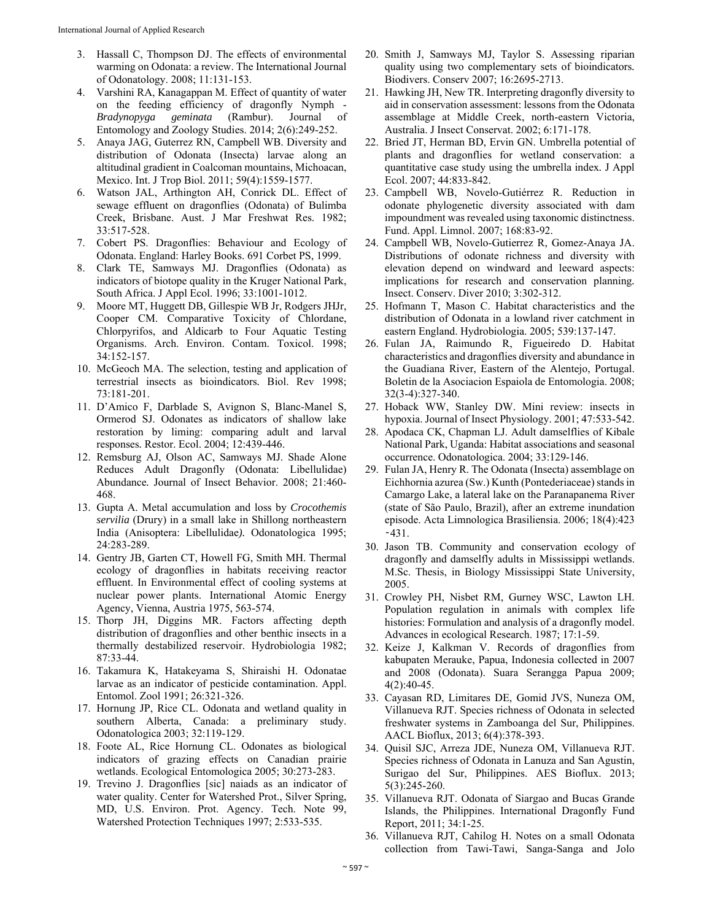3. Hassall C, Thompson DJ. The effects of environmental warming on Odonata: a review. The International Journal of Odonatology. 2008; 11:131-153.
4. Varshini RA, Kanagappan M. Effect of quantity of water on the feeding efficiency of dragonfly Nymph - *Bradynopyga geminata* (Rambur). Journal of Entomology and Zoology Studies. 2014; 2(6):249-252.
5. Anaya JAG, Guterrez RN, Campbell WB. Diversity and distribution of Odonata (Insecta) larvae along an altitudinal gradient in Coalcoman mountains, Michoacan, Mexico. Int. J Trop Biol. 2011; 59(4):1559-1577.
6. Watson JAL, Arthington AH, Conrick DL. Effect of sewage effluent on dragonflies (Odonata) of Bulimba Creek, Brisbane. Aust. J Mar Freshwat Res. 1982; 33:517-528.
7. Cobert PS. Dragonflies: Behaviour and Ecology of Odonata. England: Harley Books. 691 Corbet PS, 1999.
8. Clark TE, Samways MJ. Dragonflies (Odonata) as indicators of biotope quality in the Kruger National Park, South Africa. J Appl Ecol. 1996; 33:1001-1012.
9. Moore MT, Huggett DB, Gillespie WB Jr, Rodgers JHJr, Cooper CM. Comparative Toxicity of Chlordane, Chlorpyrifos, and Aldicarb to Four Aquatic Testing Organisms. Arch. Environ. Contam. Toxicol. 1998; 34:152-157.
10. McGeoch MA. The selection, testing and application of terrestrial insects as bioindicators. Biol. Rev 1998; 73:181-201.
11. D'Amico F, Darblade S, Avignon S, Blanc-Manel S, Ormerod SJ. Odonates as indicators of shallow lake restoration by liming: comparing adult and larval responses. Restor. Ecol. 2004; 12:439-446.
12. Remsburg AJ, Olson AC, Samways MJ. Shade Alone Reduces Adult Dragonfly (Odonata: Libellulidae) Abundance. Journal of Insect Behavior. 2008; 21:460-468.
13. Gupta A. Metal accumulation and loss by *Crocothemis servilia* (Drury) in a small lake in Shillong northeastern India (Anisoptera: Libellulidae*).* Odonatologica 1995; 24:283-289.
14. Gentry JB, Garten CT, Howell FG, Smith MH. Thermal ecology of dragonflies in habitats receiving reactor effluent. In Environmental effect of cooling systems at nuclear power plants. International Atomic Energy Agency, Vienna, Austria 1975, 563-574.
15. Thorp JH, Diggins MR. Factors affecting depth distribution of dragonflies and other benthic insects in a thermally destabilized reservoir. Hydrobiologia 1982; 87:33-44.
16. Takamura K, Hatakeyama S, Shiraishi H. Odonatae larvae as an indicator of pesticide contamination. Appl. Entomol. Zool 1991; 26:321-326.
17. Hornung JP, Rice CL. Odonata and wetland quality in southern Alberta, Canada: a preliminary study. Odonatologica 2003; 32:119-129.
18. Foote AL, Rice Hornung CL. Odonates as biological indicators of grazing effects on Canadian prairie wetlands. Ecological Entomologica 2005; 30:273-283.
19. Trevino J. Dragonflies [sic] naiads as an indicator of water quality. Center for Watershed Prot., Silver Spring, MD, U.S. Environ. Prot. Agency. Tech. Note 99, Watershed Protection Techniques 1997; 2:533-535.
20. Smith J, Samways MJ, Taylor S. Assessing riparian quality using two complementary sets of bioindicators. Biodivers. Conserv 2007; 16:2695-2713.
21. Hawking JH, New TR. Interpreting dragonfly diversity to aid in conservation assessment: lessons from the Odonata assemblage at Middle Creek, north-eastern Victoria, Australia. J Insect Conservat. 2002; 6:171-178.
22. Bried JT, Herman BD, Ervin GN. Umbrella potential of plants and dragonflies for wetland conservation: a quantitative case study using the umbrella index. J Appl Ecol. 2007; 44:833-842.
23. Campbell WB, Novelo-Gutiérrez R. Reduction in odonate phylogenetic diversity associated with dam impoundment was revealed using taxonomic distinctness. Fund. Appl. Limnol. 2007; 168:83-92.
24. Campbell WB, Novelo-Gutierrez R, Gomez-Anaya JA. Distributions of odonate richness and diversity with elevation depend on windward and leeward aspects: implications for research and conservation planning. Insect. Conserv. Diver 2010; 3:302-312.
25. Hofmann T, Mason C. Habitat characteristics and the distribution of Odonata in a lowland river catchment in eastern England. Hydrobiologia. 2005; 539:137-147.
26. Fulan JA, Raimundo R, Figueiredo D. Habitat characteristics and dragonflies diversity and abundance in the Guadiana River, Eastern of the Alentejo, Portugal. Boletin de la Asociacion Espaiola de Entomologia. 2008; 32(3-4):327-340.
27. Hoback WW, Stanley DW. Mini review: insects in hypoxia. Journal of Insect Physiology. 2001; 47:533-542.
28. Apodaca CK, Chapman LJ. Adult damselflies of Kibale National Park, Uganda: Habitat associations and seasonal occurrence. Odonatologica. 2004; 33:129-146.
29. Fulan JA, Henry R. The Odonata (Insecta) assemblage on Eichhornia azurea (Sw.) Kunth (Pontederiaceae) stands in Camargo Lake, a lateral lake on the Paranapanema River (state of São Paulo, Brazil), after an extreme inundation episode. Acta Limnologica Brasiliensia. 2006; 18(4):423-431.
30. Jason TB. Community and conservation ecology of dragonfly and damselfly adults in Mississippi wetlands. M.Sc. Thesis, in Biology Mississippi State University, 2005.
31. Crowley PH, Nisbet RM, Gurney WSC, Lawton LH. Population regulation in animals with complex life histories: Formulation and analysis of a dragonfly model. Advances in ecological Research. 1987; 17:1-59.
32. Keize J, Kalkman V. Records of dragonflies from kabupaten Merauke, Papua, Indonesia collected in 2007 and 2008 (Odonata). Suara Serangga Papua 2009; 4(2):40-45.
33. Cayasan RD, Limitares DE, Gomid JVS, Nuneza OM, Villanueva RJT. Species richness of Odonata in selected freshwater systems in Zamboanga del Sur, Philippines. AACL Bioflux, 2013; 6(4):378-393.
34. Quisil SJC, Arreza JDE, Nuneza OM, Villanueva RJT. Species richness of Odonata in Lanuza and San Agustin, Surigao del Sur, Philippines. AES Bioflux. 2013; 5(3):245-260.
35. Villanueva RJT. Odonata of Siargao and Bucas Grande Islands, the Philippines. International Dragonfly Fund Report, 2011; 34:1-25.
36. Villanueva RJT, Cahilog H. Notes on a small Odonata collection from Tawi-Tawi, Sanga-Sanga and Jolo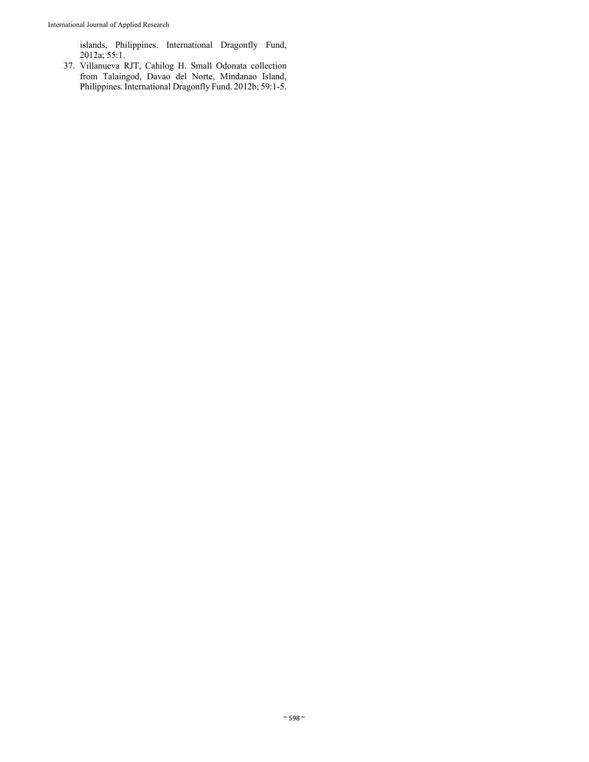islands, Philippines. International Dragonfly Fund, 2012a; 55:1.

37. Villanueva RJT, Cahilog H. Small Odonata collection from Talaingod, Davao del Norte, Mindanao Island, Philippines. International Dragonfly Fund. 2012b; 59:1-5.